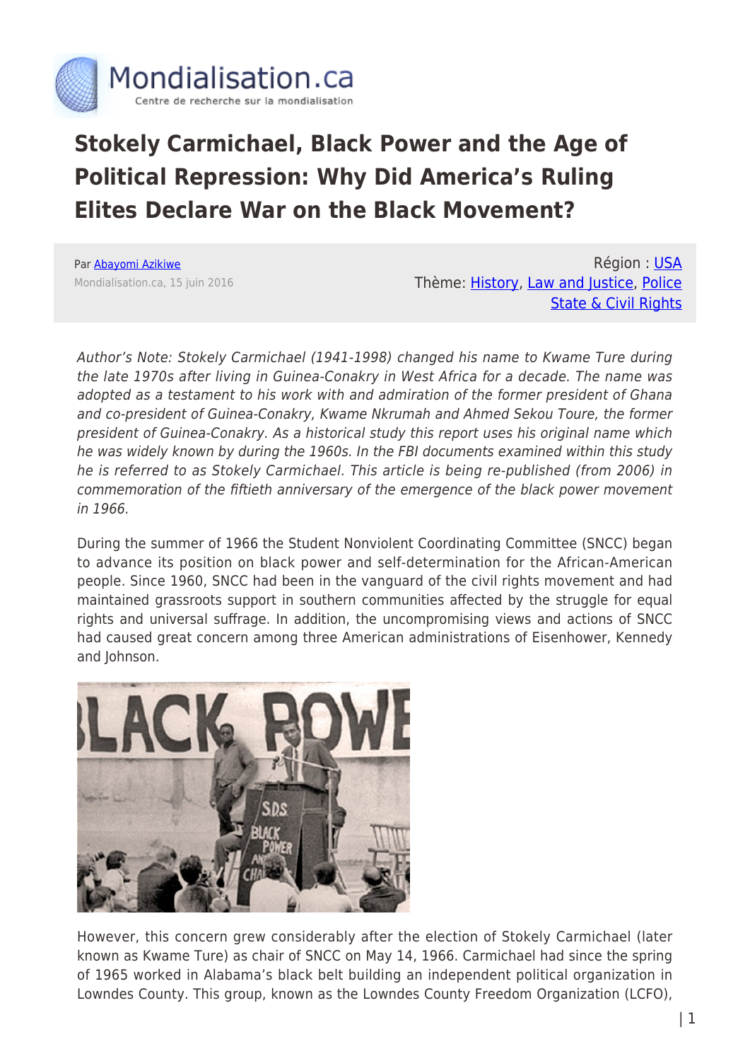# Stokely Carmichael, Black Power and the Age of Political Repression: Why Did America's Ruling Elites Declare War on the Black Movement?

Par Abayomi Azikiwe
Mondialisation.ca, 15 juin 2016

Région : USA
Thème: History, Law and Justice, Police State & Civil Rights

*Author's Note: Stokely Carmichael (1941-1998) changed his name to Kwame Ture during the late 1970s after living in Guinea-Conakry in West Africa for a decade. The name was adopted as a testament to his work with and admiration of the former president of Ghana and co-president of Guinea-Conakry, Kwame Nkrumah and Ahmed Sekou Toure, the former president of Guinea-Conakry. As a historical study this report uses his original name which he was widely known by during the 1960s. In the FBI documents examined within this study he is referred to as Stokely Carmichael. This article is being re-published (from 2006) in commemoration of the fiftieth anniversary of the emergence of the black power movement in 1966.*

During the summer of 1966 the Student Nonviolent Coordinating Committee (SNCC) began to advance its position on black power and self-determination for the African-American people. Since 1960, SNCC had been in the vanguard of the civil rights movement and had maintained grassroots support in southern communities affected by the struggle for equal rights and universal suffrage. In addition, the uncompromising views and actions of SNCC had caused great concern among three American administrations of Eisenhower, Kennedy and Johnson.

However, this concern grew considerably after the election of Stokely Carmichael (later known as Kwame Ture) as chair of SNCC on May 14, 1966. Carmichael had since the spring of 1965 worked in Alabama's black belt building an independent political organization in Lowndes County. This group, known as the Lowndes County Freedom Organization (LCFO),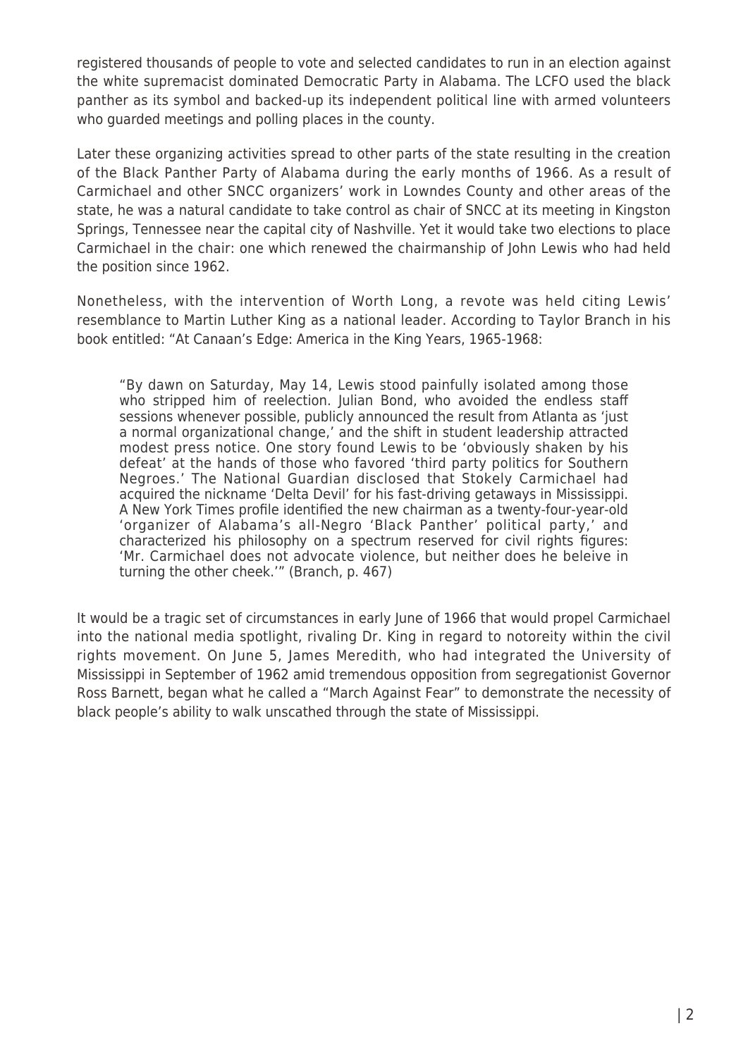registered thousands of people to vote and selected candidates to run in an election against the white supremacist dominated Democratic Party in Alabama. The LCFO used the black panther as its symbol and backed-up its independent political line with armed volunteers who guarded meetings and polling places in the county.

Later these organizing activities spread to other parts of the state resulting in the creation of the Black Panther Party of Alabama during the early months of 1966. As a result of Carmichael and other SNCC organizers' work in Lowndes County and other areas of the state, he was a natural candidate to take control as chair of SNCC at its meeting in Kingston Springs, Tennessee near the capital city of Nashville. Yet it would take two elections to place Carmichael in the chair: one which renewed the chairmanship of John Lewis who had held the position since 1962.

Nonetheless, with the intervention of Worth Long, a revote was held citing Lewis' resemblance to Martin Luther King as a national leader. According to Taylor Branch in his book entitled: "At Canaan's Edge: America in the King Years, 1965-1968:

> "By dawn on Saturday, May 14, Lewis stood painfully isolated among those who stripped him of reelection. Julian Bond, who avoided the endless staff sessions whenever possible, publicly announced the result from Atlanta as 'just a normal organizational change,' and the shift in student leadership attracted modest press notice. One story found Lewis to be 'obviously shaken by his defeat' at the hands of those who favored 'third party politics for Southern Negroes.' The National Guardian disclosed that Stokely Carmichael had acquired the nickname 'Delta Devil' for his fast-driving getaways in Mississippi. A New York Times profile identified the new chairman as a twenty-four-year-old 'organizer of Alabama's all-Negro 'Black Panther' political party,' and characterized his philosophy on a spectrum reserved for civil rights figures: 'Mr. Carmichael does not advocate violence, but neither does he beleive in turning the other cheek.'" (Branch, p. 467)

It would be a tragic set of circumstances in early June of 1966 that would propel Carmichael into the national media spotlight, rivaling Dr. King in regard to notoreity within the civil rights movement. On June 5, James Meredith, who had integrated the University of Mississippi in September of 1962 amid tremendous opposition from segregationist Governor Ross Barnett, began what he called a "March Against Fear" to demonstrate the necessity of black people's ability to walk unscathed through the state of Mississippi.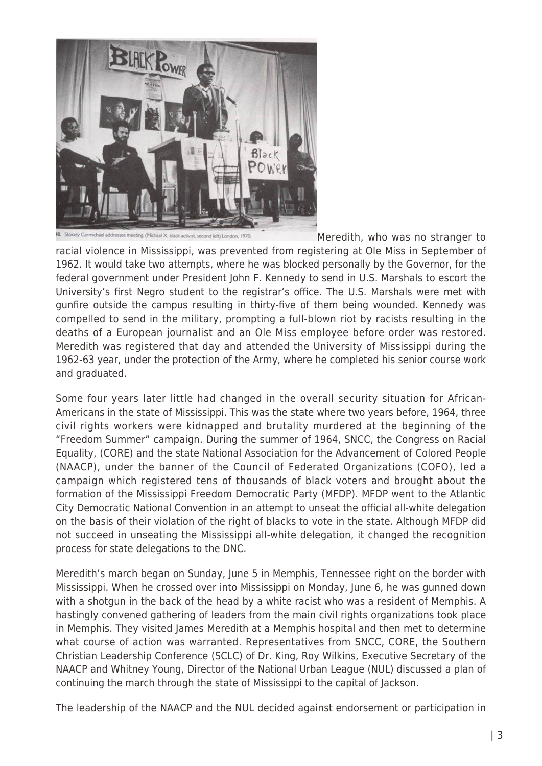48. Stokely Carmichael addresses meeting (Michael X, black activist, second left) London, 1970.

Meredith, who was no stranger to racial violence in Mississippi, was prevented from registering at Ole Miss in September of 1962. It would take two attempts, where he was blocked personally by the Governor, for the federal government under President John F. Kennedy to send in U.S. Marshals to escort the University's first Negro student to the registrar's office. The U.S. Marshals were met with gunfire outside the campus resulting in thirty-five of them being wounded. Kennedy was compelled to send in the military, prompting a full-blown riot by racists resulting in the deaths of a European journalist and an Ole Miss employee before order was restored. Meredith was registered that day and attended the University of Mississippi during the 1962-63 year, under the protection of the Army, where he completed his senior course work and graduated.

Some four years later little had changed in the overall security situation for African-Americans in the state of Mississippi. This was the state where two years before, 1964, three civil rights workers were kidnapped and brutality murdered at the beginning of the "Freedom Summer" campaign. During the summer of 1964, SNCC, the Congress on Racial Equality, (CORE) and the state National Association for the Advancement of Colored People (NAACP), under the banner of the Council of Federated Organizations (COFO), led a campaign which registered tens of thousands of black voters and brought about the formation of the Mississippi Freedom Democratic Party (MFDP). MFDP went to the Atlantic City Democratic National Convention in an attempt to unseat the official all-white delegation on the basis of their violation of the right of blacks to vote in the state. Although MFDP did not succeed in unseating the Mississippi all-white delegation, it changed the recognition process for state delegations to the DNC.

Meredith's march began on Sunday, June 5 in Memphis, Tennessee right on the border with Mississippi. When he crossed over into Mississippi on Monday, June 6, he was gunned down with a shotgun in the back of the head by a white racist who was a resident of Memphis. A hastingly convened gathering of leaders from the main civil rights organizations took place in Memphis. They visited James Meredith at a Memphis hospital and then met to determine what course of action was warranted. Representatives from SNCC, CORE, the Southern Christian Leadership Conference (SCLC) of Dr. King, Roy Wilkins, Executive Secretary of the NAACP and Whitney Young, Director of the National Urban League (NUL) discussed a plan of continuing the march through the state of Mississippi to the capital of Jackson.

The leadership of the NAACP and the NUL decided against endorsement or participation in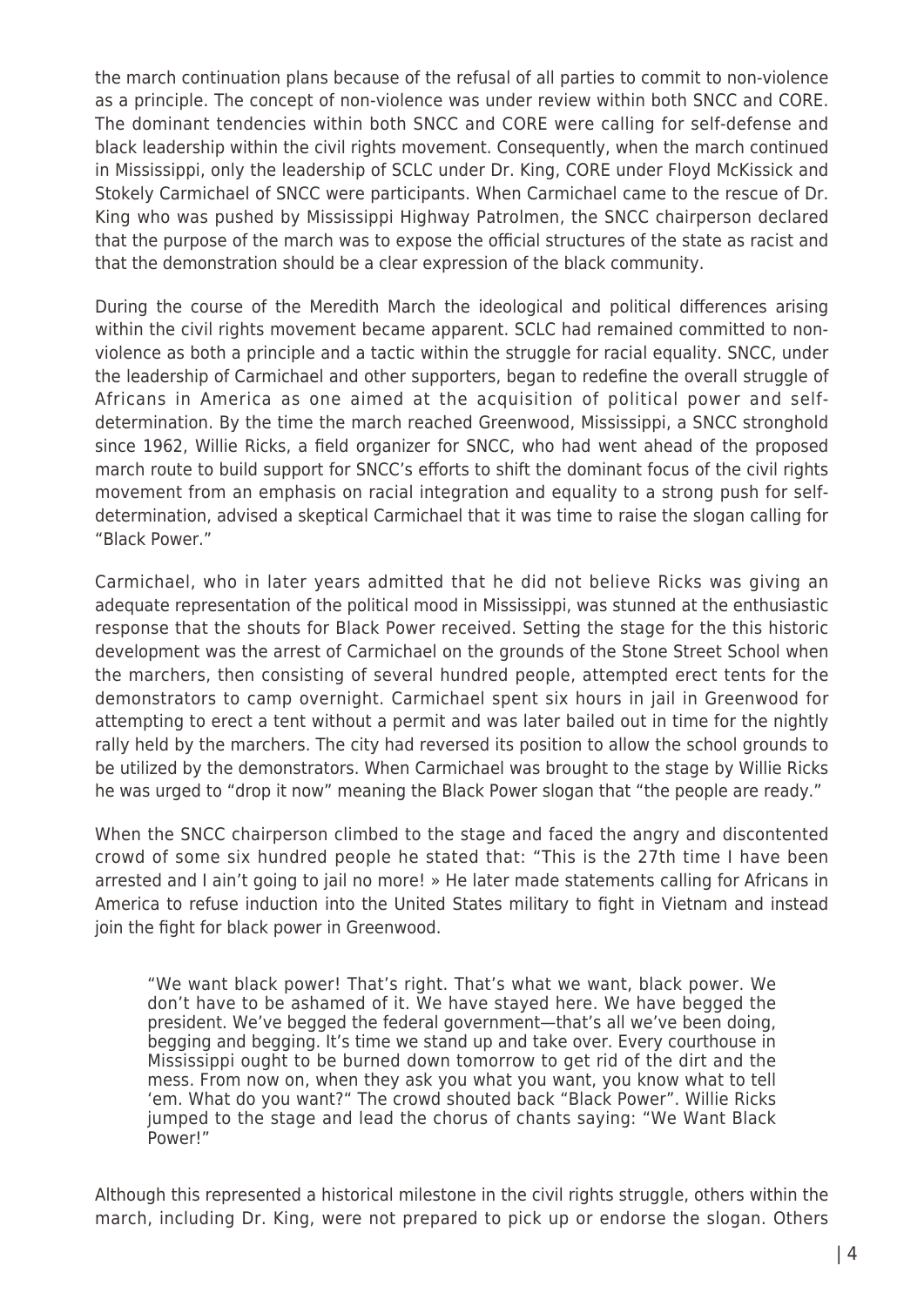the march continuation plans because of the refusal of all parties to commit to non-violence as a principle. The concept of non-violence was under review within both SNCC and CORE. The dominant tendencies within both SNCC and CORE were calling for self-defense and black leadership within the civil rights movement. Consequently, when the march continued in Mississippi, only the leadership of SCLC under Dr. King, CORE under Floyd McKissick and Stokely Carmichael of SNCC were participants. When Carmichael came to the rescue of Dr. King who was pushed by Mississippi Highway Patrolmen, the SNCC chairperson declared that the purpose of the march was to expose the official structures of the state as racist and that the demonstration should be a clear expression of the black community.

During the course of the Meredith March the ideological and political differences arising within the civil rights movement became apparent. SCLC had remained committed to non-violence as both a principle and a tactic within the struggle for racial equality. SNCC, under the leadership of Carmichael and other supporters, began to redefine the overall struggle of Africans in America as one aimed at the acquisition of political power and self-determination. By the time the march reached Greenwood, Mississippi, a SNCC stronghold since 1962, Willie Ricks, a field organizer for SNCC, who had went ahead of the proposed march route to build support for SNCC's efforts to shift the dominant focus of the civil rights movement from an emphasis on racial integration and equality to a strong push for self-determination, advised a skeptical Carmichael that it was time to raise the slogan calling for "Black Power."

Carmichael, who in later years admitted that he did not believe Ricks was giving an adequate representation of the political mood in Mississippi, was stunned at the enthusiastic response that the shouts for Black Power received. Setting the stage for the this historic development was the arrest of Carmichael on the grounds of the Stone Street School when the marchers, then consisting of several hundred people, attempted erect tents for the demonstrators to camp overnight. Carmichael spent six hours in jail in Greenwood for attempting to erect a tent without a permit and was later bailed out in time for the nightly rally held by the marchers. The city had reversed its position to allow the school grounds to be utilized by the demonstrators. When Carmichael was brought to the stage by Willie Ricks he was urged to "drop it now" meaning the Black Power slogan that "the people are ready."

When the SNCC chairperson climbed to the stage and faced the angry and discontented crowd of some six hundred people he stated that: "This is the 27th time I have been arrested and I ain't going to jail no more! » He later made statements calling for Africans in America to refuse induction into the United States military to fight in Vietnam and instead join the fight for black power in Greenwood.

> "We want black power! That's right. That's what we want, black power. We don't have to be ashamed of it. We have stayed here. We have begged the president. We've begged the federal government—that's all we've been doing, begging and begging. It's time we stand up and take over. Every courthouse in Mississippi ought to be burned down tomorrow to get rid of the dirt and the mess. From now on, when they ask you what you want, you know what to tell 'em. What do you want?" The crowd shouted back "Black Power". Willie Ricks jumped to the stage and lead the chorus of chants saying: "We Want Black Power!"

Although this represented a historical milestone in the civil rights struggle, others within the march, including Dr. King, were not prepared to pick up or endorse the slogan. Others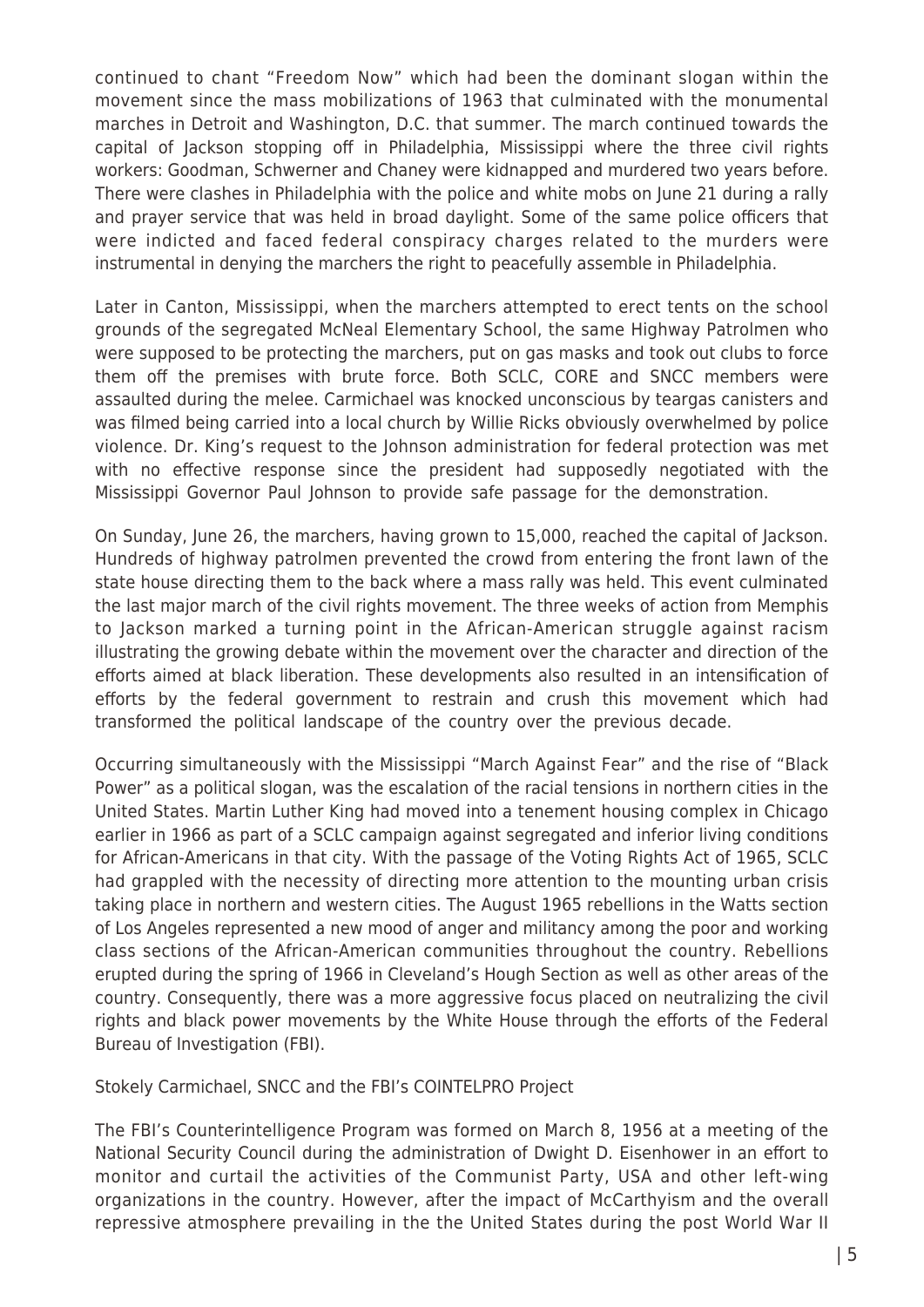continued to chant "Freedom Now" which had been the dominant slogan within the movement since the mass mobilizations of 1963 that culminated with the monumental marches in Detroit and Washington, D.C. that summer. The march continued towards the capital of Jackson stopping off in Philadelphia, Mississippi where the three civil rights workers: Goodman, Schwerner and Chaney were kidnapped and murdered two years before. There were clashes in Philadelphia with the police and white mobs on June 21 during a rally and prayer service that was held in broad daylight. Some of the same police officers that were indicted and faced federal conspiracy charges related to the murders were instrumental in denying the marchers the right to peacefully assemble in Philadelphia.

Later in Canton, Mississippi, when the marchers attempted to erect tents on the school grounds of the segregated McNeal Elementary School, the same Highway Patrolmen who were supposed to be protecting the marchers, put on gas masks and took out clubs to force them off the premises with brute force. Both SCLC, CORE and SNCC members were assaulted during the melee. Carmichael was knocked unconscious by teargas canisters and was filmed being carried into a local church by Willie Ricks obviously overwhelmed by police violence. Dr. King's request to the Johnson administration for federal protection was met with no effective response since the president had supposedly negotiated with the Mississippi Governor Paul Johnson to provide safe passage for the demonstration.

On Sunday, June 26, the marchers, having grown to 15,000, reached the capital of Jackson. Hundreds of highway patrolmen prevented the crowd from entering the front lawn of the state house directing them to the back where a mass rally was held. This event culminated the last major march of the civil rights movement. The three weeks of action from Memphis to Jackson marked a turning point in the African-American struggle against racism illustrating the growing debate within the movement over the character and direction of the efforts aimed at black liberation. These developments also resulted in an intensification of efforts by the federal government to restrain and crush this movement which had transformed the political landscape of the country over the previous decade.

Occurring simultaneously with the Mississippi "March Against Fear" and the rise of "Black Power" as a political slogan, was the escalation of the racial tensions in northern cities in the United States. Martin Luther King had moved into a tenement housing complex in Chicago earlier in 1966 as part of a SCLC campaign against segregated and inferior living conditions for African-Americans in that city. With the passage of the Voting Rights Act of 1965, SCLC had grappled with the necessity of directing more attention to the mounting urban crisis taking place in northern and western cities. The August 1965 rebellions in the Watts section of Los Angeles represented a new mood of anger and militancy among the poor and working class sections of the African-American communities throughout the country. Rebellions erupted during the spring of 1966 in Cleveland's Hough Section as well as other areas of the country. Consequently, there was a more aggressive focus placed on neutralizing the civil rights and black power movements by the White House through the efforts of the Federal Bureau of Investigation (FBI).

## Stokely Carmichael, SNCC and the FBI's COINTELPRO Project

The FBI's Counterintelligence Program was formed on March 8, 1956 at a meeting of the National Security Council during the administration of Dwight D. Eisenhower in an effort to monitor and curtail the activities of the Communist Party, USA and other left-wing organizations in the country. However, after the impact of McCarthyism and the overall repressive atmosphere prevailing in the the United States during the post World War II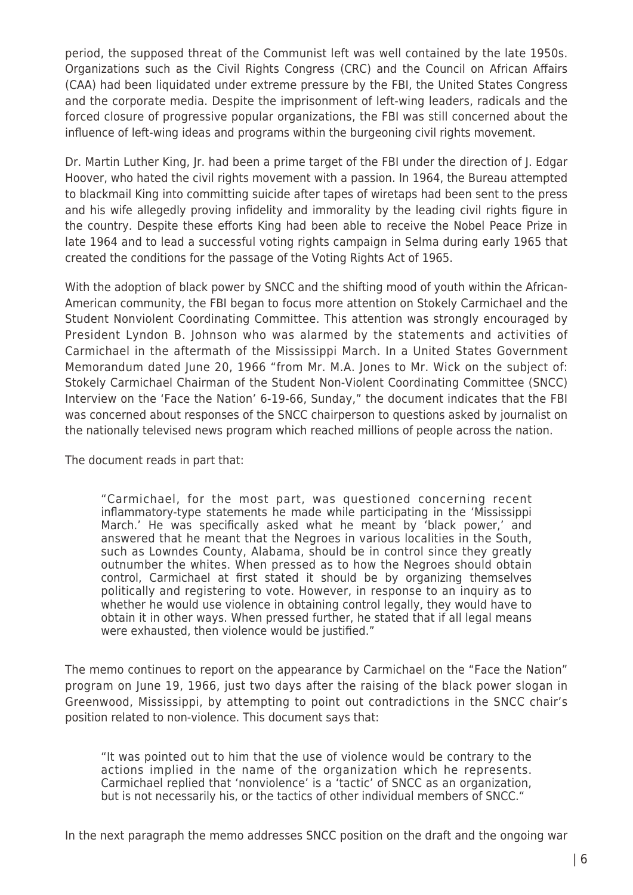period, the supposed threat of the Communist left was well contained by the late 1950s. Organizations such as the Civil Rights Congress (CRC) and the Council on African Affairs (CAA) had been liquidated under extreme pressure by the FBI, the United States Congress and the corporate media. Despite the imprisonment of left-wing leaders, radicals and the forced closure of progressive popular organizations, the FBI was still concerned about the influence of left-wing ideas and programs within the burgeoning civil rights movement.

Dr. Martin Luther King, Jr. had been a prime target of the FBI under the direction of J. Edgar Hoover, who hated the civil rights movement with a passion. In 1964, the Bureau attempted to blackmail King into committing suicide after tapes of wiretaps had been sent to the press and his wife allegedly proving infidelity and immorality by the leading civil rights figure in the country. Despite these efforts King had been able to receive the Nobel Peace Prize in late 1964 and to lead a successful voting rights campaign in Selma during early 1965 that created the conditions for the passage of the Voting Rights Act of 1965.

With the adoption of black power by SNCC and the shifting mood of youth within the African-American community, the FBI began to focus more attention on Stokely Carmichael and the Student Nonviolent Coordinating Committee. This attention was strongly encouraged by President Lyndon B. Johnson who was alarmed by the statements and activities of Carmichael in the aftermath of the Mississippi March. In a United States Government Memorandum dated June 20, 1966 "from Mr. M.A. Jones to Mr. Wick on the subject of: Stokely Carmichael Chairman of the Student Non-Violent Coordinating Committee (SNCC) Interview on the 'Face the Nation' 6-19-66, Sunday," the document indicates that the FBI was concerned about responses of the SNCC chairperson to questions asked by journalist on the nationally televised news program which reached millions of people across the nation.

The document reads in part that:

> "Carmichael, for the most part, was questioned concerning recent inflammatory-type statements he made while participating in the 'Mississippi March.' He was specifically asked what he meant by 'black power,' and answered that he meant that the Negroes in various localities in the South, such as Lowndes County, Alabama, should be in control since they greatly outnumber the whites. When pressed as to how the Negroes should obtain control, Carmichael at first stated it should be by organizing themselves politically and registering to vote. However, in response to an inquiry as to whether he would use violence in obtaining control legally, they would have to obtain it in other ways. When pressed further, he stated that if all legal means were exhausted, then violence would be justified."

The memo continues to report on the appearance by Carmichael on the "Face the Nation" program on June 19, 1966, just two days after the raising of the black power slogan in Greenwood, Mississippi, by attempting to point out contradictions in the SNCC chair's position related to non-violence. This document says that:

> "It was pointed out to him that the use of violence would be contrary to the actions implied in the name of the organization which he represents. Carmichael replied that 'nonviolence' is a 'tactic' of SNCC as an organization, but is not necessarily his, or the tactics of other individual members of SNCC."

In the next paragraph the memo addresses SNCC position on the draft and the ongoing war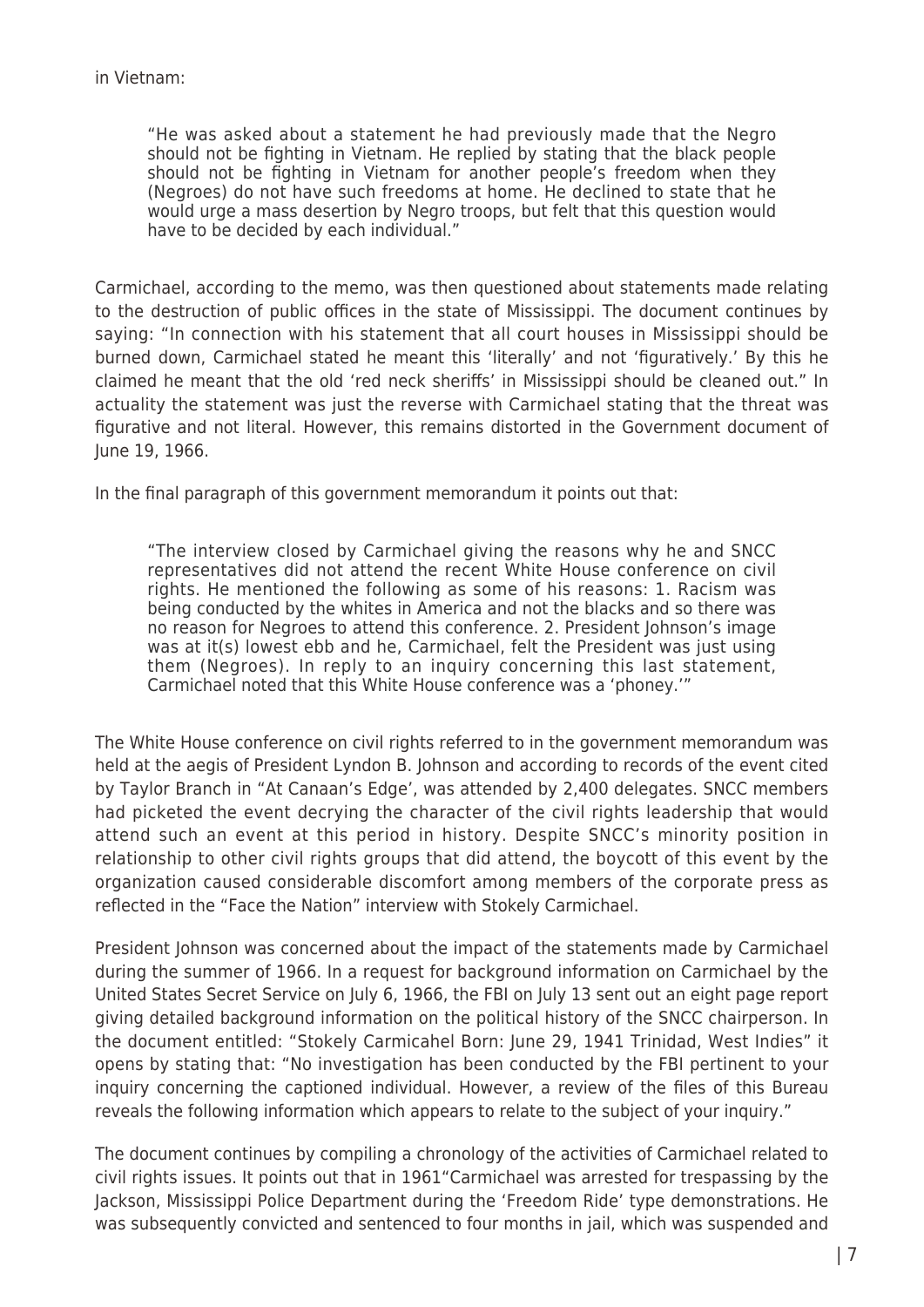in Vietnam:

> "He was asked about a statement he had previously made that the Negro should not be fighting in Vietnam. He replied by stating that the black people should not be fighting in Vietnam for another people's freedom when they (Negroes) do not have such freedoms at home. He declined to state that he would urge a mass desertion by Negro troops, but felt that this question would have to be decided by each individual."

Carmichael, according to the memo, was then questioned about statements made relating to the destruction of public offices in the state of Mississippi. The document continues by saying: "In connection with his statement that all court houses in Mississippi should be burned down, Carmichael stated he meant this 'literally' and not 'figuratively.' By this he claimed he meant that the old 'red neck sheriffs' in Mississippi should be cleaned out." In actuality the statement was just the reverse with Carmichael stating that the threat was figurative and not literal. However, this remains distorted in the Government document of June 19, 1966.

In the final paragraph of this government memorandum it points out that:

> "The interview closed by Carmichael giving the reasons why he and SNCC representatives did not attend the recent White House conference on civil rights. He mentioned the following as some of his reasons: 1. Racism was being conducted by the whites in America and not the blacks and so there was no reason for Negroes to attend this conference. 2. President Johnson's image was at it(s) lowest ebb and he, Carmichael, felt the President was just using them (Negroes). In reply to an inquiry concerning this last statement, Carmichael noted that this White House conference was a 'phoney.'"

The White House conference on civil rights referred to in the government memorandum was held at the aegis of President Lyndon B. Johnson and according to records of the event cited by Taylor Branch in "At Canaan's Edge', was attended by 2,400 delegates. SNCC members had picketed the event decrying the character of the civil rights leadership that would attend such an event at this period in history. Despite SNCC's minority position in relationship to other civil rights groups that did attend, the boycott of this event by the organization caused considerable discomfort among members of the corporate press as reflected in the "Face the Nation" interview with Stokely Carmichael.

President Johnson was concerned about the impact of the statements made by Carmichael during the summer of 1966. In a request for background information on Carmichael by the United States Secret Service on July 6, 1966, the FBI on July 13 sent out an eight page report giving detailed background information on the political history of the SNCC chairperson. In the document entitled: "Stokely Carmicahel Born: June 29, 1941 Trinidad, West Indies" it opens by stating that: "No investigation has been conducted by the FBI pertinent to your inquiry concerning the captioned individual. However, a review of the files of this Bureau reveals the following information which appears to relate to the subject of your inquiry."

The document continues by compiling a chronology of the activities of Carmichael related to civil rights issues. It points out that in 1961"Carmichael was arrested for trespassing by the Jackson, Mississippi Police Department during the 'Freedom Ride' type demonstrations. He was subsequently convicted and sentenced to four months in jail, which was suspended and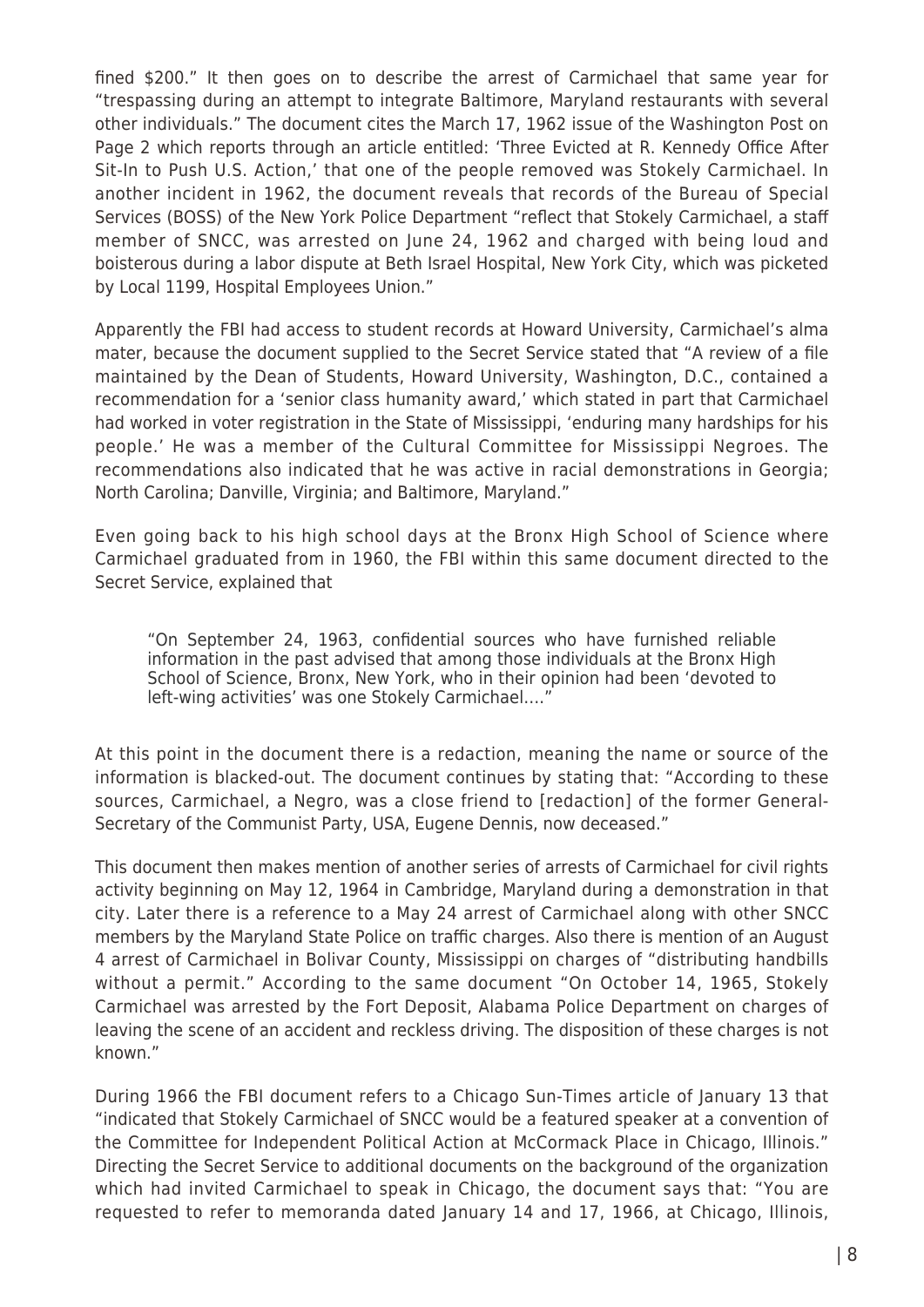fined $200." It then goes on to describe the arrest of Carmichael that same year for "trespassing during an attempt to integrate Baltimore, Maryland restaurants with several other individuals." The document cites the March 17, 1962 issue of the Washington Post on Page 2 which reports through an article entitled: 'Three Evicted at R. Kennedy Office After Sit-In to Push U.S. Action,' that one of the people removed was Stokely Carmichael. In another incident in 1962, the document reveals that records of the Bureau of Special Services (BOSS) of the New York Police Department "reflect that Stokely Carmichael, a staff member of SNCC, was arrested on June 24, 1962 and charged with being loud and boisterous during a labor dispute at Beth Israel Hospital, New York City, which was picketed by Local 1199, Hospital Employees Union."

Apparently the FBI had access to student records at Howard University, Carmichael's alma mater, because the document supplied to the Secret Service stated that "A review of a file maintained by the Dean of Students, Howard University, Washington, D.C., contained a recommendation for a 'senior class humanity award,' which stated in part that Carmichael had worked in voter registration in the State of Mississippi, 'enduring many hardships for his people.' He was a member of the Cultural Committee for Mississippi Negroes. The recommendations also indicated that he was active in racial demonstrations in Georgia; North Carolina; Danville, Virginia; and Baltimore, Maryland."

Even going back to his high school days at the Bronx High School of Science where Carmichael graduated from in 1960, the FBI within this same document directed to the Secret Service, explained that

> "On September 24, 1963, confidential sources who have furnished reliable information in the past advised that among those individuals at the Bronx High School of Science, Bronx, New York, who in their opinion had been 'devoted to left-wing activities' was one Stokely Carmichael…."

At this point in the document there is a redaction, meaning the name or source of the information is blacked-out. The document continues by stating that: "According to these sources, Carmichael, a Negro, was a close friend to [redaction] of the former General-Secretary of the Communist Party, USA, Eugene Dennis, now deceased."

This document then makes mention of another series of arrests of Carmichael for civil rights activity beginning on May 12, 1964 in Cambridge, Maryland during a demonstration in that city. Later there is a reference to a May 24 arrest of Carmichael along with other SNCC members by the Maryland State Police on traffic charges. Also there is mention of an August 4 arrest of Carmichael in Bolivar County, Mississippi on charges of "distributing handbills without a permit." According to the same document "On October 14, 1965, Stokely Carmichael was arrested by the Fort Deposit, Alabama Police Department on charges of leaving the scene of an accident and reckless driving. The disposition of these charges is not known."

During 1966 the FBI document refers to a Chicago Sun-Times article of January 13 that "indicated that Stokely Carmichael of SNCC would be a featured speaker at a convention of the Committee for Independent Political Action at McCormack Place in Chicago, Illinois." Directing the Secret Service to additional documents on the background of the organization which had invited Carmichael to speak in Chicago, the document says that: "You are requested to refer to memoranda dated January 14 and 17, 1966, at Chicago, Illinois,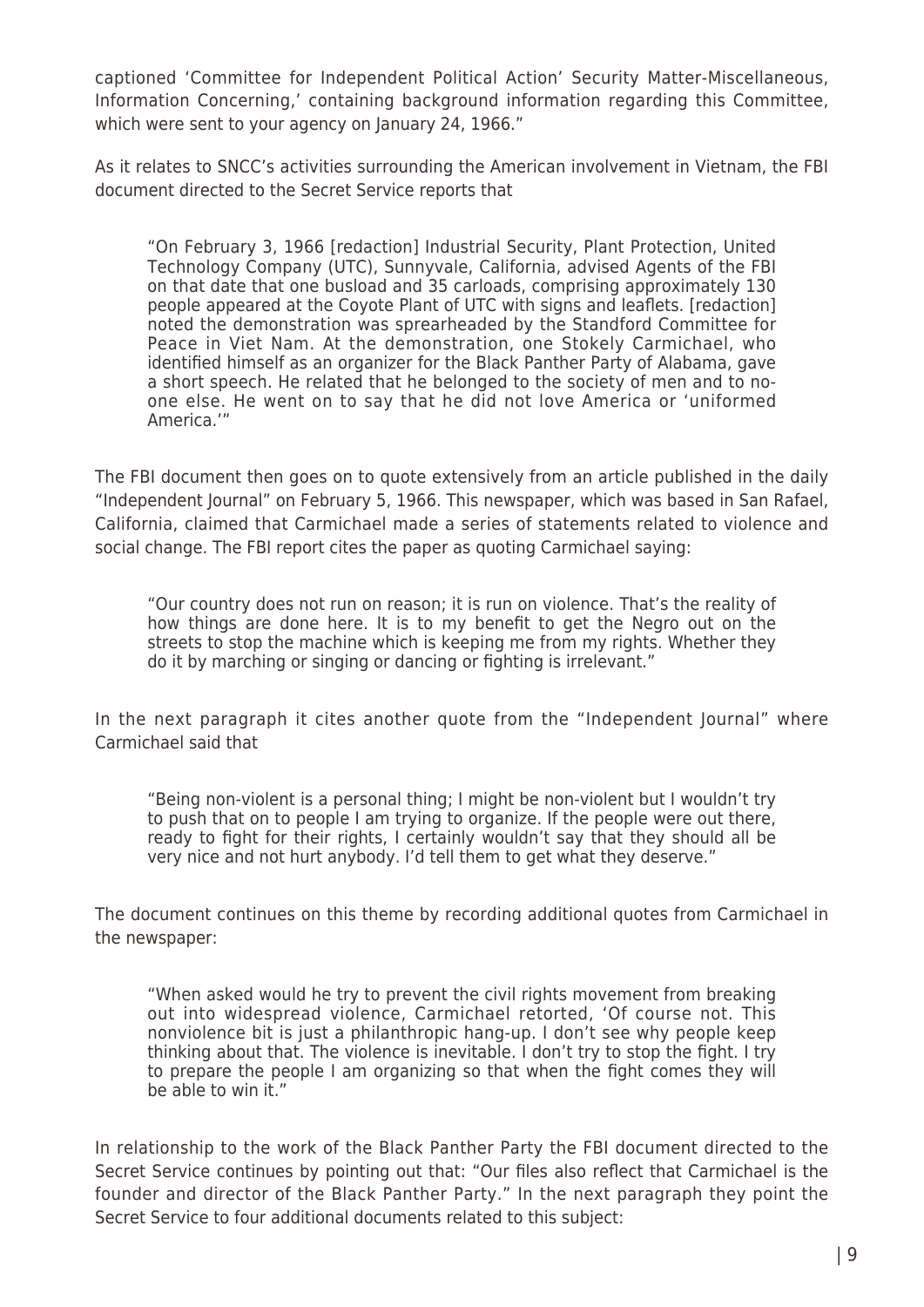captioned 'Committee for Independent Political Action' Security Matter-Miscellaneous, Information Concerning,' containing background information regarding this Committee, which were sent to your agency on January 24, 1966."

As it relates to SNCC's activities surrounding the American involvement in Vietnam, the FBI document directed to the Secret Service reports that

> "On February 3, 1966 [redaction] Industrial Security, Plant Protection, United Technology Company (UTC), Sunnyvale, California, advised Agents of the FBI on that date that one busload and 35 carloads, comprising approximately 130 people appeared at the Coyote Plant of UTC with signs and leaflets. [redaction] noted the demonstration was sprearheaded by the Standford Committee for Peace in Viet Nam. At the demonstration, one Stokely Carmichael, who identified himself as an organizer for the Black Panther Party of Alabama, gave a short speech. He related that he belonged to the society of men and to no-one else. He went on to say that he did not love America or 'uniformed America.'"

The FBI document then goes on to quote extensively from an article published in the daily "Independent Journal" on February 5, 1966. This newspaper, which was based in San Rafael, California, claimed that Carmichael made a series of statements related to violence and social change. The FBI report cites the paper as quoting Carmichael saying:

> "Our country does not run on reason; it is run on violence. That's the reality of how things are done here. It is to my benefit to get the Negro out on the streets to stop the machine which is keeping me from my rights. Whether they do it by marching or singing or dancing or fighting is irrelevant."

In the next paragraph it cites another quote from the "Independent Journal" where Carmichael said that

> "Being non-violent is a personal thing; I might be non-violent but I wouldn't try to push that on to people I am trying to organize. If the people were out there, ready to fight for their rights, I certainly wouldn't say that they should all be very nice and not hurt anybody. I'd tell them to get what they deserve."

The document continues on this theme by recording additional quotes from Carmichael in the newspaper:

> "When asked would he try to prevent the civil rights movement from breaking out into widespread violence, Carmichael retorted, 'Of course not. This nonviolence bit is just a philanthropic hang-up. I don't see why people keep thinking about that. The violence is inevitable. I don't try to stop the fight. I try to prepare the people I am organizing so that when the fight comes they will be able to win it."

In relationship to the work of the Black Panther Party the FBI document directed to the Secret Service continues by pointing out that: "Our files also reflect that Carmichael is the founder and director of the Black Panther Party." In the next paragraph they point the Secret Service to four additional documents related to this subject: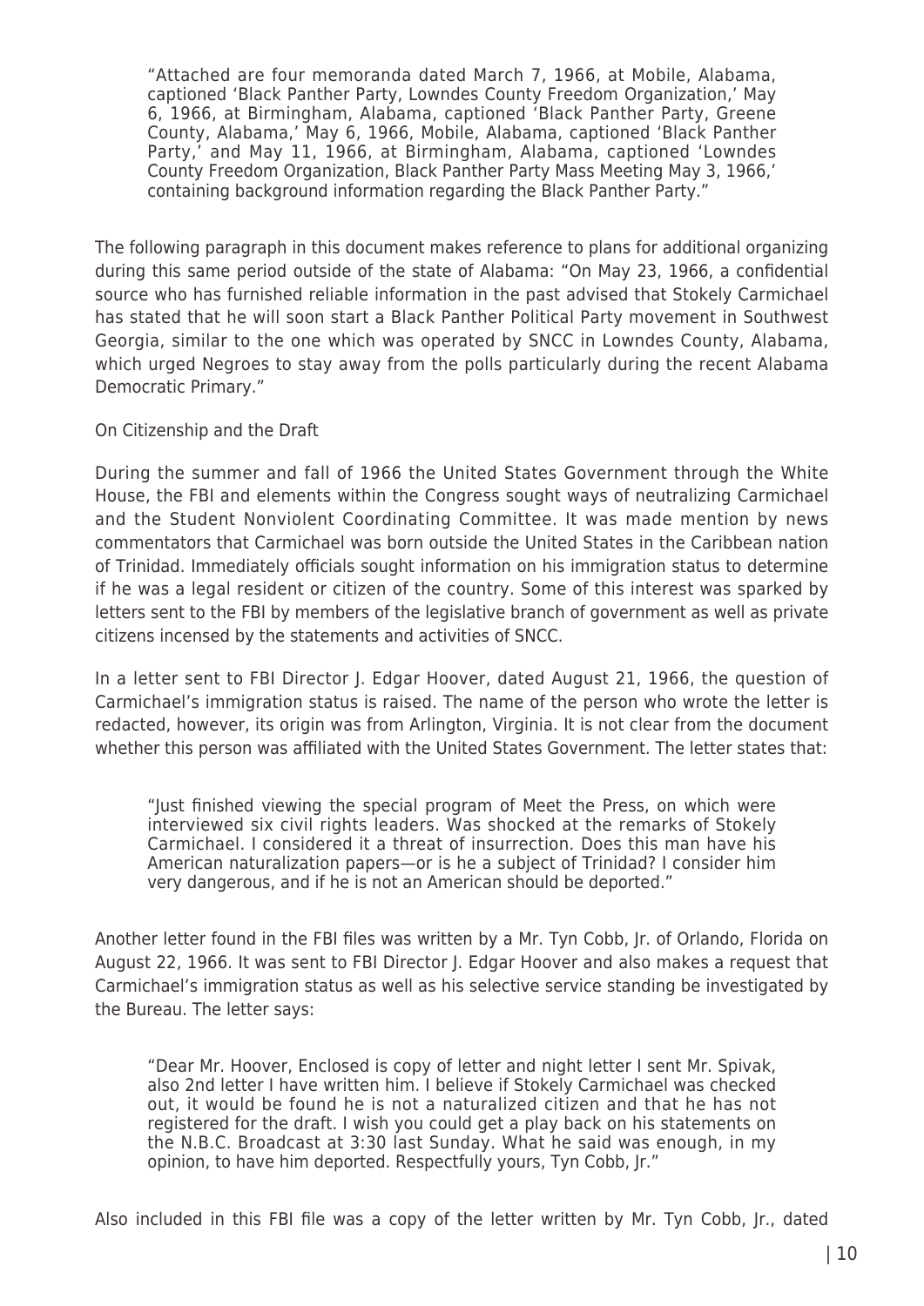> "Attached are four memoranda dated March 7, 1966, at Mobile, Alabama, captioned 'Black Panther Party, Lowndes County Freedom Organization,' May 6, 1966, at Birmingham, Alabama, captioned 'Black Panther Party, Greene County, Alabama,' May 6, 1966, Mobile, Alabama, captioned 'Black Panther Party,' and May 11, 1966, at Birmingham, Alabama, captioned 'Lowndes County Freedom Organization, Black Panther Party Mass Meeting May 3, 1966,' containing background information regarding the Black Panther Party."

The following paragraph in this document makes reference to plans for additional organizing during this same period outside of the state of Alabama: "On May 23, 1966, a confidential source who has furnished reliable information in the past advised that Stokely Carmichael has stated that he will soon start a Black Panther Political Party movement in Southwest Georgia, similar to the one which was operated by SNCC in Lowndes County, Alabama, which urged Negroes to stay away from the polls particularly during the recent Alabama Democratic Primary."

On Citizenship and the Draft

During the summer and fall of 1966 the United States Government through the White House, the FBI and elements within the Congress sought ways of neutralizing Carmichael and the Student Nonviolent Coordinating Committee. It was made mention by news commentators that Carmichael was born outside the United States in the Caribbean nation of Trinidad. Immediately officials sought information on his immigration status to determine if he was a legal resident or citizen of the country. Some of this interest was sparked by letters sent to the FBI by members of the legislative branch of government as well as private citizens incensed by the statements and activities of SNCC.

In a letter sent to FBI Director J. Edgar Hoover, dated August 21, 1966, the question of Carmichael's immigration status is raised. The name of the person who wrote the letter is redacted, however, its origin was from Arlington, Virginia. It is not clear from the document whether this person was affiliated with the United States Government. The letter states that:

> "Just finished viewing the special program of Meet the Press, on which were interviewed six civil rights leaders. Was shocked at the remarks of Stokely Carmichael. I considered it a threat of insurrection. Does this man have his American naturalization papers—or is he a subject of Trinidad? I consider him very dangerous, and if he is not an American should be deported."

Another letter found in the FBI files was written by a Mr. Tyn Cobb, Jr. of Orlando, Florida on August 22, 1966. It was sent to FBI Director J. Edgar Hoover and also makes a request that Carmichael's immigration status as well as his selective service standing be investigated by the Bureau. The letter says:

> "Dear Mr. Hoover, Enclosed is copy of letter and night letter I sent Mr. Spivak, also 2nd letter I have written him. I believe if Stokely Carmichael was checked out, it would be found he is not a naturalized citizen and that he has not registered for the draft. I wish you could get a play back on his statements on the N.B.C. Broadcast at 3:30 last Sunday. What he said was enough, in my opinion, to have him deported. Respectfully yours, Tyn Cobb, Jr."

Also included in this FBI file was a copy of the letter written by Mr. Tyn Cobb, Jr., dated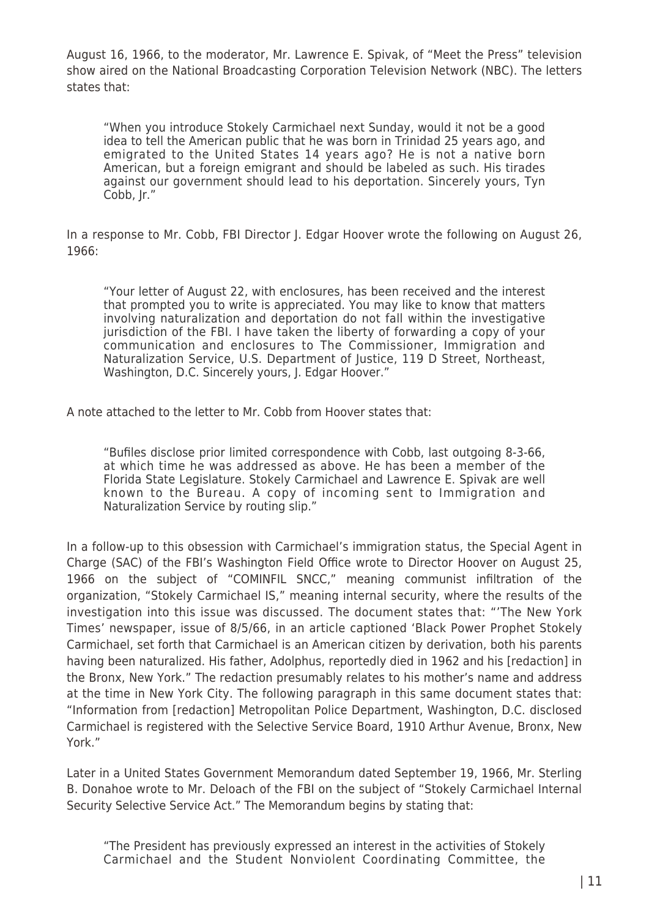August 16, 1966, to the moderator, Mr. Lawrence E. Spivak, of "Meet the Press" television show aired on the National Broadcasting Corporation Television Network (NBC). The letters states that:

> "When you introduce Stokely Carmichael next Sunday, would it not be a good idea to tell the American public that he was born in Trinidad 25 years ago, and emigrated to the United States 14 years ago? He is not a native born American, but a foreign emigrant and should be labeled as such. His tirades against our government should lead to his deportation. Sincerely yours, Tyn Cobb, Jr."

In a response to Mr. Cobb, FBI Director J. Edgar Hoover wrote the following on August 26, 1966:

> "Your letter of August 22, with enclosures, has been received and the interest that prompted you to write is appreciated. You may like to know that matters involving naturalization and deportation do not fall within the investigative jurisdiction of the FBI. I have taken the liberty of forwarding a copy of your communication and enclosures to The Commissioner, Immigration and Naturalization Service, U.S. Department of Justice, 119 D Street, Northeast, Washington, D.C. Sincerely yours, J. Edgar Hoover."

A note attached to the letter to Mr. Cobb from Hoover states that:

> "Bufiles disclose prior limited correspondence with Cobb, last outgoing 8-3-66, at which time he was addressed as above. He has been a member of the Florida State Legislature. Stokely Carmichael and Lawrence E. Spivak are well known to the Bureau. A copy of incoming sent to Immigration and Naturalization Service by routing slip."

In a follow-up to this obsession with Carmichael's immigration status, the Special Agent in Charge (SAC) of the FBI's Washington Field Office wrote to Director Hoover on August 25, 1966 on the subject of "COMINFIL SNCC," meaning communist infiltration of the organization, "Stokely Carmichael IS," meaning internal security, where the results of the investigation into this issue was discussed. The document states that: "'The New York Times' newspaper, issue of 8/5/66, in an article captioned 'Black Power Prophet Stokely Carmichael, set forth that Carmichael is an American citizen by derivation, both his parents having been naturalized. His father, Adolphus, reportedly died in 1962 and his [redaction] in the Bronx, New York." The redaction presumably relates to his mother's name and address at the time in New York City. The following paragraph in this same document states that: "Information from [redaction] Metropolitan Police Department, Washington, D.C. disclosed Carmichael is registered with the Selective Service Board, 1910 Arthur Avenue, Bronx, New York."

Later in a United States Government Memorandum dated September 19, 1966, Mr. Sterling B. Donahoe wrote to Mr. Deloach of the FBI on the subject of "Stokely Carmichael Internal Security Selective Service Act." The Memorandum begins by stating that:

> "The President has previously expressed an interest in the activities of Stokely Carmichael and the Student Nonviolent Coordinating Committee, the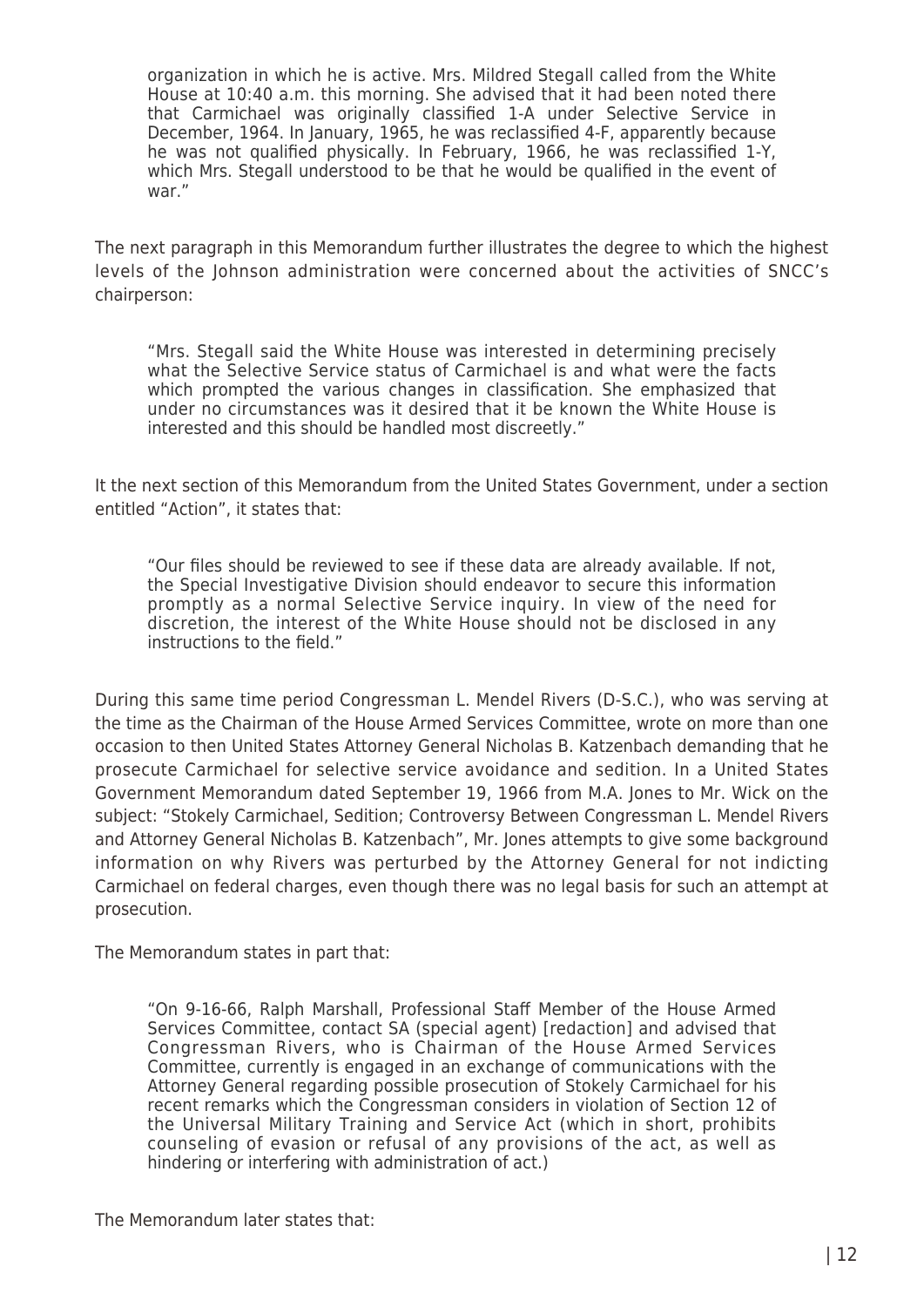> organization in which he is active. Mrs. Mildred Stegall called from the White House at 10:40 a.m. this morning. She advised that it had been noted there that Carmichael was originally classified 1-A under Selective Service in December, 1964. In January, 1965, he was reclassified 4-F, apparently because he was not qualified physically. In February, 1966, he was reclassified 1-Y, which Mrs. Stegall understood to be that he would be qualified in the event of war."

The next paragraph in this Memorandum further illustrates the degree to which the highest levels of the Johnson administration were concerned about the activities of SNCC's chairperson:

> "Mrs. Stegall said the White House was interested in determining precisely what the Selective Service status of Carmichael is and what were the facts which prompted the various changes in classification. She emphasized that under no circumstances was it desired that it be known the White House is interested and this should be handled most discreetly."

It the next section of this Memorandum from the United States Government, under a section entitled "Action", it states that:

> "Our files should be reviewed to see if these data are already available. If not, the Special Investigative Division should endeavor to secure this information promptly as a normal Selective Service inquiry. In view of the need for discretion, the interest of the White House should not be disclosed in any instructions to the field."

During this same time period Congressman L. Mendel Rivers (D-S.C.), who was serving at the time as the Chairman of the House Armed Services Committee, wrote on more than one occasion to then United States Attorney General Nicholas B. Katzenbach demanding that he prosecute Carmichael for selective service avoidance and sedition. In a United States Government Memorandum dated September 19, 1966 from M.A. Jones to Mr. Wick on the subject: "Stokely Carmichael, Sedition; Controversy Between Congressman L. Mendel Rivers and Attorney General Nicholas B. Katzenbach", Mr. Jones attempts to give some background information on why Rivers was perturbed by the Attorney General for not indicting Carmichael on federal charges, even though there was no legal basis for such an attempt at prosecution.

The Memorandum states in part that:

> "On 9-16-66, Ralph Marshall, Professional Staff Member of the House Armed Services Committee, contact SA (special agent) [redaction] and advised that Congressman Rivers, who is Chairman of the House Armed Services Committee, currently is engaged in an exchange of communications with the Attorney General regarding possible prosecution of Stokely Carmichael for his recent remarks which the Congressman considers in violation of Section 12 of the Universal Military Training and Service Act (which in short, prohibits counseling of evasion or refusal of any provisions of the act, as well as hindering or interfering with administration of act.)

The Memorandum later states that: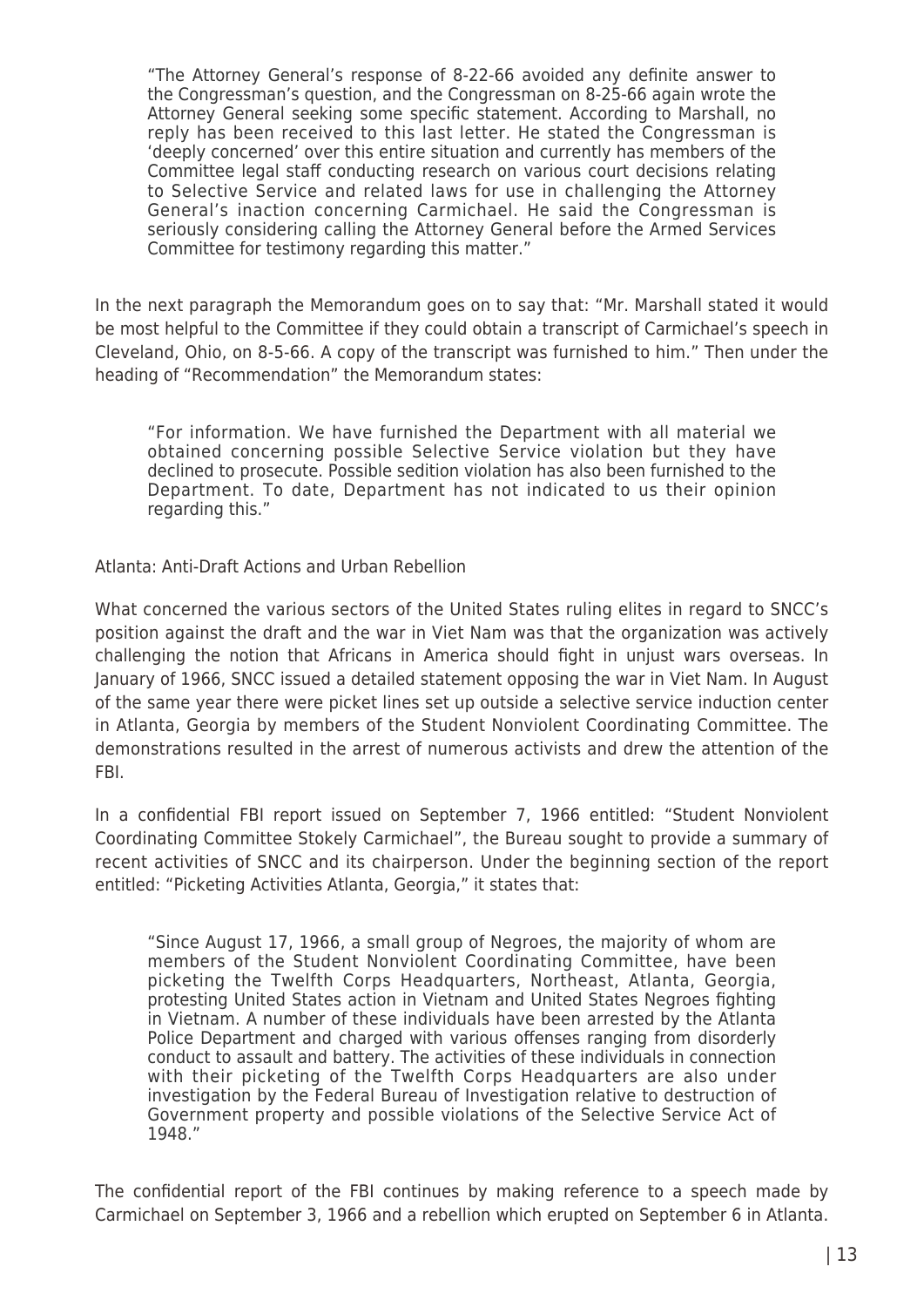> "The Attorney General's response of 8-22-66 avoided any definite answer to the Congressman's question, and the Congressman on 8-25-66 again wrote the Attorney General seeking some specific statement. According to Marshall, no reply has been received to this last letter. He stated the Congressman is 'deeply concerned' over this entire situation and currently has members of the Committee legal staff conducting research on various court decisions relating to Selective Service and related laws for use in challenging the Attorney General's inaction concerning Carmichael. He said the Congressman is seriously considering calling the Attorney General before the Armed Services Committee for testimony regarding this matter."

In the next paragraph the Memorandum goes on to say that: "Mr. Marshall stated it would be most helpful to the Committee if they could obtain a transcript of Carmichael's speech in Cleveland, Ohio, on 8-5-66. A copy of the transcript was furnished to him." Then under the heading of "Recommendation" the Memorandum states:

> "For information. We have furnished the Department with all material we obtained concerning possible Selective Service violation but they have declined to prosecute. Possible sedition violation has also been furnished to the Department. To date, Department has not indicated to us their opinion regarding this."

Atlanta: Anti-Draft Actions and Urban Rebellion

What concerned the various sectors of the United States ruling elites in regard to SNCC's position against the draft and the war in Viet Nam was that the organization was actively challenging the notion that Africans in America should fight in unjust wars overseas. In January of 1966, SNCC issued a detailed statement opposing the war in Viet Nam. In August of the same year there were picket lines set up outside a selective service induction center in Atlanta, Georgia by members of the Student Nonviolent Coordinating Committee. The demonstrations resulted in the arrest of numerous activists and drew the attention of the FBI.

In a confidential FBI report issued on September 7, 1966 entitled: "Student Nonviolent Coordinating Committee Stokely Carmichael", the Bureau sought to provide a summary of recent activities of SNCC and its chairperson. Under the beginning section of the report entitled: "Picketing Activities Atlanta, Georgia," it states that:

> "Since August 17, 1966, a small group of Negroes, the majority of whom are members of the Student Nonviolent Coordinating Committee, have been picketing the Twelfth Corps Headquarters, Northeast, Atlanta, Georgia, protesting United States action in Vietnam and United States Negroes fighting in Vietnam. A number of these individuals have been arrested by the Atlanta Police Department and charged with various offenses ranging from disorderly conduct to assault and battery. The activities of these individuals in connection with their picketing of the Twelfth Corps Headquarters are also under investigation by the Federal Bureau of Investigation relative to destruction of Government property and possible violations of the Selective Service Act of 1948."

The confidential report of the FBI continues by making reference to a speech made by Carmichael on September 3, 1966 and a rebellion which erupted on September 6 in Atlanta.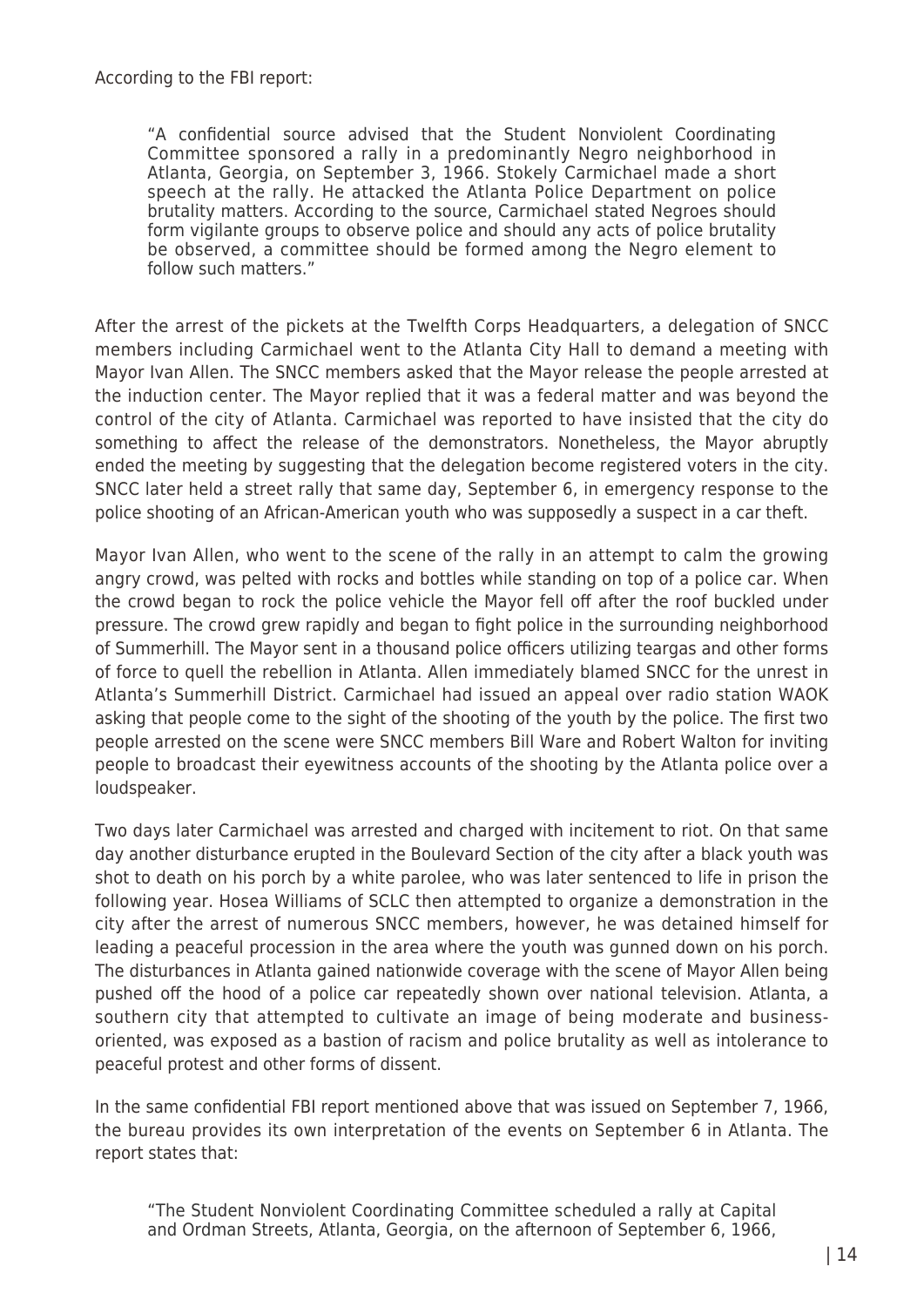According to the FBI report:

> "A confidential source advised that the Student Nonviolent Coordinating Committee sponsored a rally in a predominantly Negro neighborhood in Atlanta, Georgia, on September 3, 1966. Stokely Carmichael made a short speech at the rally. He attacked the Atlanta Police Department on police brutality matters. According to the source, Carmichael stated Negroes should form vigilante groups to observe police and should any acts of police brutality be observed, a committee should be formed among the Negro element to follow such matters."

After the arrest of the pickets at the Twelfth Corps Headquarters, a delegation of SNCC members including Carmichael went to the Atlanta City Hall to demand a meeting with Mayor Ivan Allen. The SNCC members asked that the Mayor release the people arrested at the induction center. The Mayor replied that it was a federal matter and was beyond the control of the city of Atlanta. Carmichael was reported to have insisted that the city do something to affect the release of the demonstrators. Nonetheless, the Mayor abruptly ended the meeting by suggesting that the delegation become registered voters in the city. SNCC later held a street rally that same day, September 6, in emergency response to the police shooting of an African-American youth who was supposedly a suspect in a car theft.

Mayor Ivan Allen, who went to the scene of the rally in an attempt to calm the growing angry crowd, was pelted with rocks and bottles while standing on top of a police car. When the crowd began to rock the police vehicle the Mayor fell off after the roof buckled under pressure. The crowd grew rapidly and began to fight police in the surrounding neighborhood of Summerhill. The Mayor sent in a thousand police officers utilizing teargas and other forms of force to quell the rebellion in Atlanta. Allen immediately blamed SNCC for the unrest in Atlanta's Summerhill District. Carmichael had issued an appeal over radio station WAOK asking that people come to the sight of the shooting of the youth by the police. The first two people arrested on the scene were SNCC members Bill Ware and Robert Walton for inviting people to broadcast their eyewitness accounts of the shooting by the Atlanta police over a loudspeaker.

Two days later Carmichael was arrested and charged with incitement to riot. On that same day another disturbance erupted in the Boulevard Section of the city after a black youth was shot to death on his porch by a white parolee, who was later sentenced to life in prison the following year. Hosea Williams of SCLC then attempted to organize a demonstration in the city after the arrest of numerous SNCC members, however, he was detained himself for leading a peaceful procession in the area where the youth was gunned down on his porch. The disturbances in Atlanta gained nationwide coverage with the scene of Mayor Allen being pushed off the hood of a police car repeatedly shown over national television. Atlanta, a southern city that attempted to cultivate an image of being moderate and business-oriented, was exposed as a bastion of racism and police brutality as well as intolerance to peaceful protest and other forms of dissent.

In the same confidential FBI report mentioned above that was issued on September 7, 1966, the bureau provides its own interpretation of the events on September 6 in Atlanta. The report states that:

> "The Student Nonviolent Coordinating Committee scheduled a rally at Capital and Ordman Streets, Atlanta, Georgia, on the afternoon of September 6, 1966,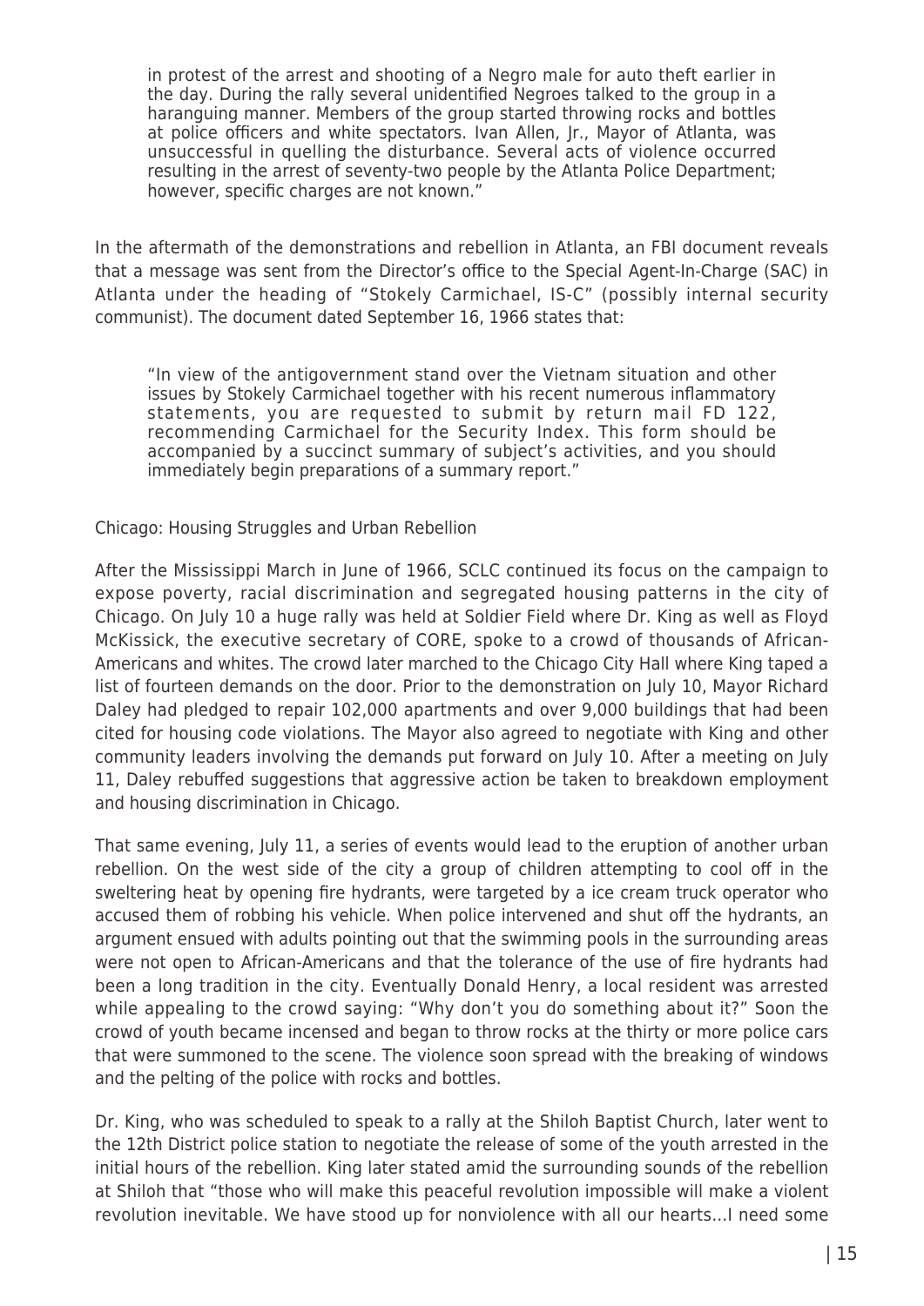> in protest of the arrest and shooting of a Negro male for auto theft earlier in the day. During the rally several unidentified Negroes talked to the group in a haranguing manner. Members of the group started throwing rocks and bottles at police officers and white spectators. Ivan Allen, Jr., Mayor of Atlanta, was unsuccessful in quelling the disturbance. Several acts of violence occurred resulting in the arrest of seventy-two people by the Atlanta Police Department; however, specific charges are not known."

In the aftermath of the demonstrations and rebellion in Atlanta, an FBI document reveals that a message was sent from the Director's office to the Special Agent-In-Charge (SAC) in Atlanta under the heading of "Stokely Carmichael, IS-C" (possibly internal security communist). The document dated September 16, 1966 states that:

> "In view of the antigovernment stand over the Vietnam situation and other issues by Stokely Carmichael together with his recent numerous inflammatory statements, you are requested to submit by return mail FD 122, recommending Carmichael for the Security Index. This form should be accompanied by a succinct summary of subject's activities, and you should immediately begin preparations of a summary report."

Chicago: Housing Struggles and Urban Rebellion

After the Mississippi March in June of 1966, SCLC continued its focus on the campaign to expose poverty, racial discrimination and segregated housing patterns in the city of Chicago. On July 10 a huge rally was held at Soldier Field where Dr. King as well as Floyd McKissick, the executive secretary of CORE, spoke to a crowd of thousands of African-Americans and whites. The crowd later marched to the Chicago City Hall where King taped a list of fourteen demands on the door. Prior to the demonstration on July 10, Mayor Richard Daley had pledged to repair 102,000 apartments and over 9,000 buildings that had been cited for housing code violations. The Mayor also agreed to negotiate with King and other community leaders involving the demands put forward on July 10. After a meeting on July 11, Daley rebuffed suggestions that aggressive action be taken to breakdown employment and housing discrimination in Chicago.

That same evening, July 11, a series of events would lead to the eruption of another urban rebellion. On the west side of the city a group of children attempting to cool off in the sweltering heat by opening fire hydrants, were targeted by a ice cream truck operator who accused them of robbing his vehicle. When police intervened and shut off the hydrants, an argument ensued with adults pointing out that the swimming pools in the surrounding areas were not open to African-Americans and that the tolerance of the use of fire hydrants had been a long tradition in the city. Eventually Donald Henry, a local resident was arrested while appealing to the crowd saying: "Why don't you do something about it?" Soon the crowd of youth became incensed and began to throw rocks at the thirty or more police cars that were summoned to the scene. The violence soon spread with the breaking of windows and the pelting of the police with rocks and bottles.

Dr. King, who was scheduled to speak to a rally at the Shiloh Baptist Church, later went to the 12th District police station to negotiate the release of some of the youth arrested in the initial hours of the rebellion. King later stated amid the surrounding sounds of the rebellion at Shiloh that "those who will make this peaceful revolution impossible will make a violent revolution inevitable. We have stood up for nonviolence with all our hearts…I need some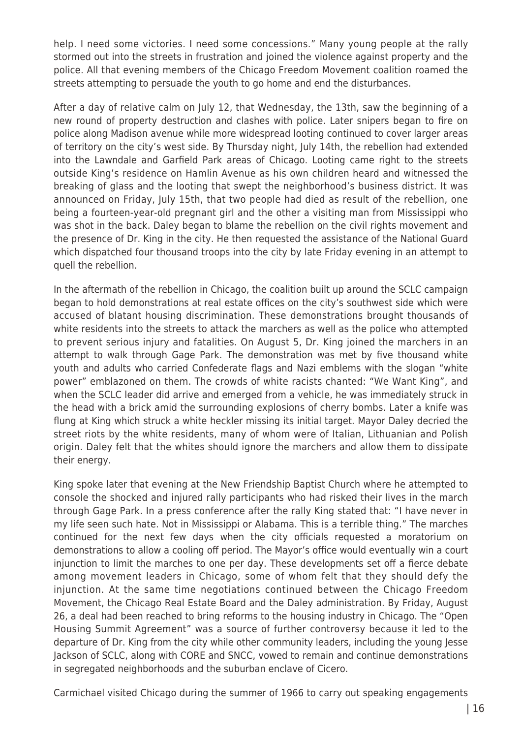help. I need some victories. I need some concessions." Many young people at the rally stormed out into the streets in frustration and joined the violence against property and the police. All that evening members of the Chicago Freedom Movement coalition roamed the streets attempting to persuade the youth to go home and end the disturbances.

After a day of relative calm on July 12, that Wednesday, the 13th, saw the beginning of a new round of property destruction and clashes with police. Later snipers began to fire on police along Madison avenue while more widespread looting continued to cover larger areas of territory on the city's west side. By Thursday night, July 14th, the rebellion had extended into the Lawndale and Garfield Park areas of Chicago. Looting came right to the streets outside King's residence on Hamlin Avenue as his own children heard and witnessed the breaking of glass and the looting that swept the neighborhood's business district. It was announced on Friday, July 15th, that two people had died as result of the rebellion, one being a fourteen-year-old pregnant girl and the other a visiting man from Mississippi who was shot in the back. Daley began to blame the rebellion on the civil rights movement and the presence of Dr. King in the city. He then requested the assistance of the National Guard which dispatched four thousand troops into the city by late Friday evening in an attempt to quell the rebellion.

In the aftermath of the rebellion in Chicago, the coalition built up around the SCLC campaign began to hold demonstrations at real estate offices on the city's southwest side which were accused of blatant housing discrimination. These demonstrations brought thousands of white residents into the streets to attack the marchers as well as the police who attempted to prevent serious injury and fatalities. On August 5, Dr. King joined the marchers in an attempt to walk through Gage Park. The demonstration was met by five thousand white youth and adults who carried Confederate flags and Nazi emblems with the slogan "white power" emblazoned on them. The crowds of white racists chanted: "We Want King", and when the SCLC leader did arrive and emerged from a vehicle, he was immediately struck in the head with a brick amid the surrounding explosions of cherry bombs. Later a knife was flung at King which struck a white heckler missing its initial target. Mayor Daley decried the street riots by the white residents, many of whom were of Italian, Lithuanian and Polish origin. Daley felt that the whites should ignore the marchers and allow them to dissipate their energy.

King spoke later that evening at the New Friendship Baptist Church where he attempted to console the shocked and injured rally participants who had risked their lives in the march through Gage Park. In a press conference after the rally King stated that: "I have never in my life seen such hate. Not in Mississippi or Alabama. This is a terrible thing." The marches continued for the next few days when the city officials requested a moratorium on demonstrations to allow a cooling off period. The Mayor's office would eventually win a court injunction to limit the marches to one per day. These developments set off a fierce debate among movement leaders in Chicago, some of whom felt that they should defy the injunction. At the same time negotiations continued between the Chicago Freedom Movement, the Chicago Real Estate Board and the Daley administration. By Friday, August 26, a deal had been reached to bring reforms to the housing industry in Chicago. The "Open Housing Summit Agreement" was a source of further controversy because it led to the departure of Dr. King from the city while other community leaders, including the young Jesse Jackson of SCLC, along with CORE and SNCC, vowed to remain and continue demonstrations in segregated neighborhoods and the suburban enclave of Cicero.

Carmichael visited Chicago during the summer of 1966 to carry out speaking engagements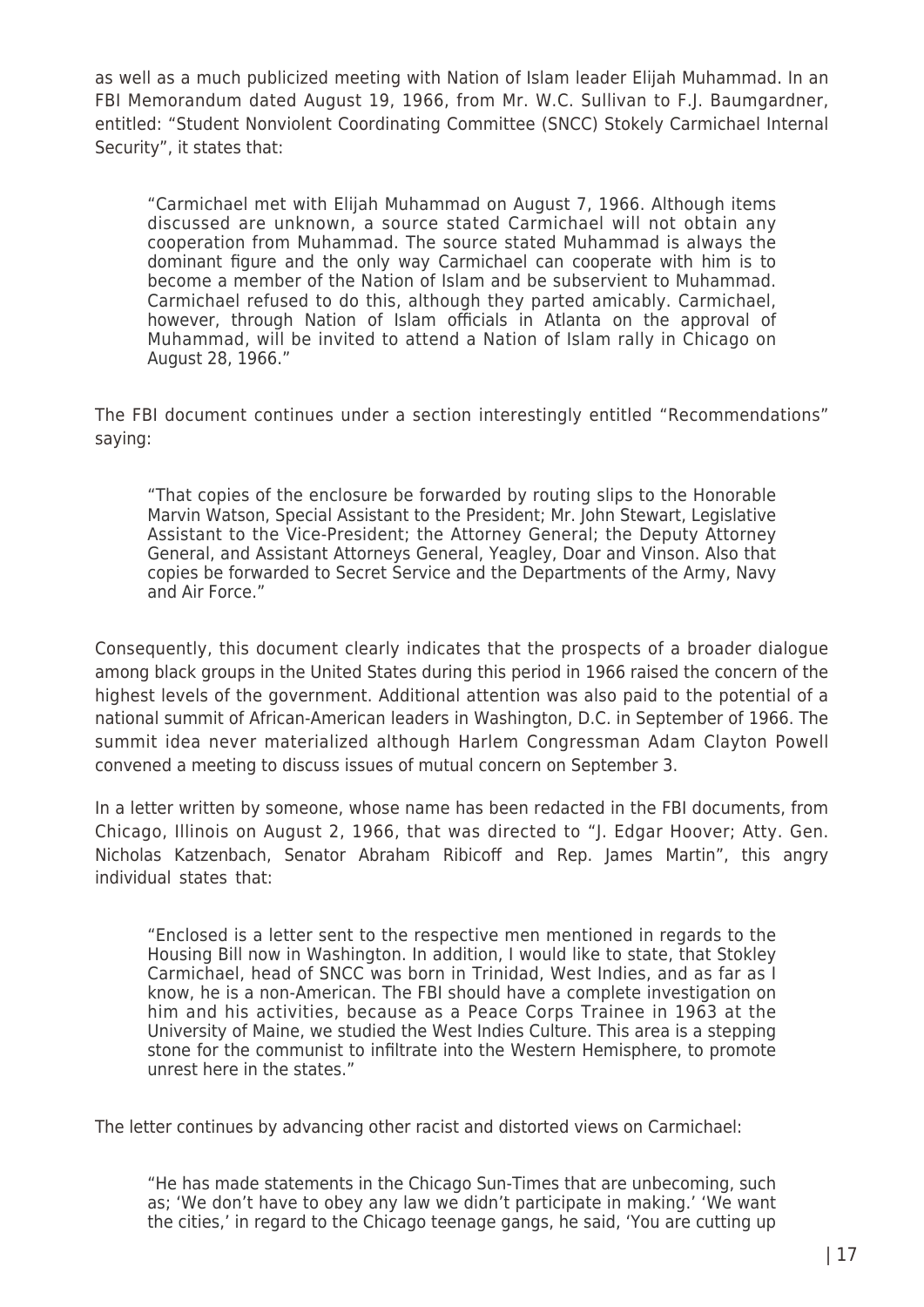as well as a much publicized meeting with Nation of Islam leader Elijah Muhammad. In an FBI Memorandum dated August 19, 1966, from Mr. W.C. Sullivan to F.J. Baumgardner, entitled: "Student Nonviolent Coordinating Committee (SNCC) Stokely Carmichael Internal Security", it states that:

> "Carmichael met with Elijah Muhammad on August 7, 1966. Although items discussed are unknown, a source stated Carmichael will not obtain any cooperation from Muhammad. The source stated Muhammad is always the dominant figure and the only way Carmichael can cooperate with him is to become a member of the Nation of Islam and be subservient to Muhammad. Carmichael refused to do this, although they parted amicably. Carmichael, however, through Nation of Islam officials in Atlanta on the approval of Muhammad, will be invited to attend a Nation of Islam rally in Chicago on August 28, 1966."

The FBI document continues under a section interestingly entitled "Recommendations" saying:

> "That copies of the enclosure be forwarded by routing slips to the Honorable Marvin Watson, Special Assistant to the President; Mr. John Stewart, Legislative Assistant to the Vice-President; the Attorney General; the Deputy Attorney General, and Assistant Attorneys General, Yeagley, Doar and Vinson. Also that copies be forwarded to Secret Service and the Departments of the Army, Navy and Air Force."

Consequently, this document clearly indicates that the prospects of a broader dialogue among black groups in the United States during this period in 1966 raised the concern of the highest levels of the government. Additional attention was also paid to the potential of a national summit of African-American leaders in Washington, D.C. in September of 1966. The summit idea never materialized although Harlem Congressman Adam Clayton Powell convened a meeting to discuss issues of mutual concern on September 3.

In a letter written by someone, whose name has been redacted in the FBI documents, from Chicago, Illinois on August 2, 1966, that was directed to "J. Edgar Hoover; Atty. Gen. Nicholas Katzenbach, Senator Abraham Ribicoff and Rep. James Martin", this angry individual states that:

> "Enclosed is a letter sent to the respective men mentioned in regards to the Housing Bill now in Washington. In addition, I would like to state, that Stokley Carmichael, head of SNCC was born in Trinidad, West Indies, and as far as I know, he is a non-American. The FBI should have a complete investigation on him and his activities, because as a Peace Corps Trainee in 1963 at the University of Maine, we studied the West Indies Culture. This area is a stepping stone for the communist to infiltrate into the Western Hemisphere, to promote unrest here in the states."

The letter continues by advancing other racist and distorted views on Carmichael:

> "He has made statements in the Chicago Sun-Times that are unbecoming, such as; 'We don't have to obey any law we didn't participate in making.' 'We want the cities,' in regard to the Chicago teenage gangs, he said, 'You are cutting up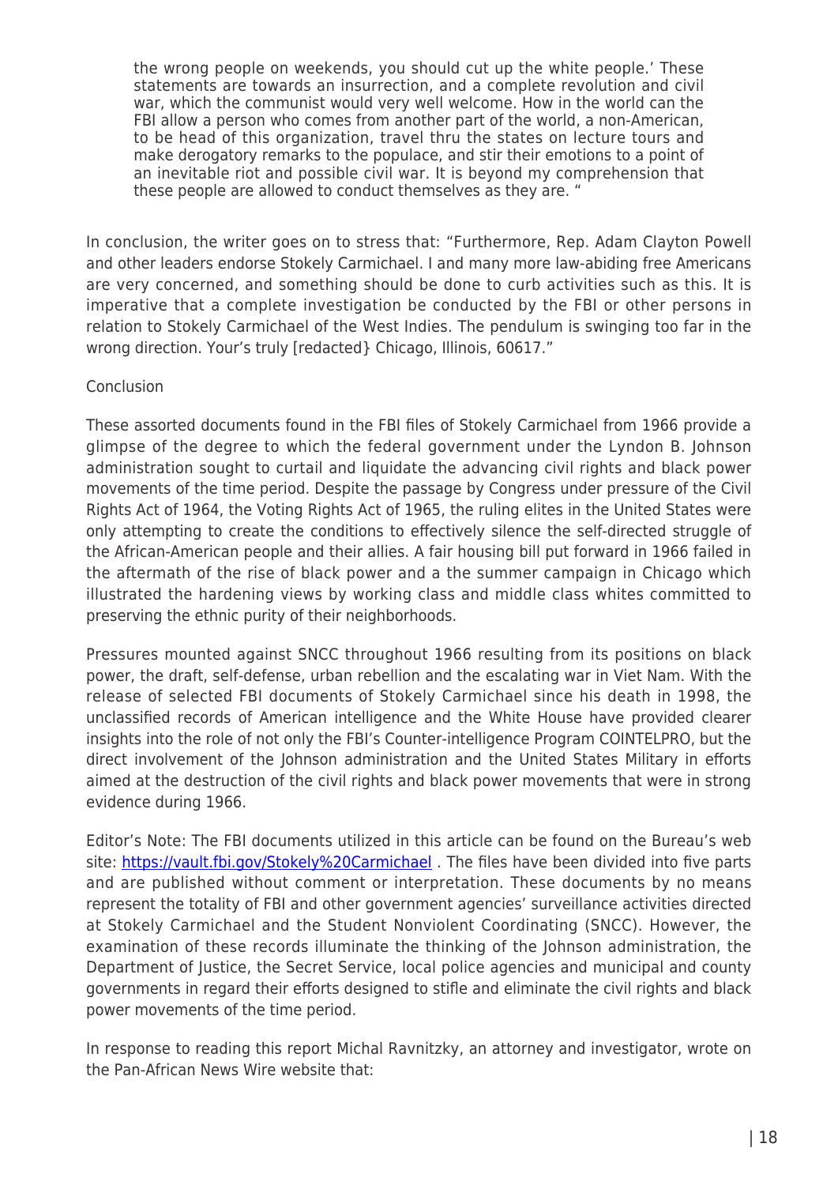> the wrong people on weekends, you should cut up the white people.' These statements are towards an insurrection, and a complete revolution and civil war, which the communist would very well welcome. How in the world can the FBI allow a person who comes from another part of the world, a non-American, to be head of this organization, travel thru the states on lecture tours and make derogatory remarks to the populace, and stir their emotions to a point of an inevitable riot and possible civil war. It is beyond my comprehension that these people are allowed to conduct themselves as they are. "

In conclusion, the writer goes on to stress that: "Furthermore, Rep. Adam Clayton Powell and other leaders endorse Stokely Carmichael. I and many more law-abiding free Americans are very concerned, and something should be done to curb activities such as this. It is imperative that a complete investigation be conducted by the FBI or other persons in relation to Stokely Carmichael of the West Indies. The pendulum is swinging too far in the wrong direction. Your's truly [redacted} Chicago, Illinois, 60617."

Conclusion

These assorted documents found in the FBI files of Stokely Carmichael from 1966 provide a glimpse of the degree to which the federal government under the Lyndon B. Johnson administration sought to curtail and liquidate the advancing civil rights and black power movements of the time period. Despite the passage by Congress under pressure of the Civil Rights Act of 1964, the Voting Rights Act of 1965, the ruling elites in the United States were only attempting to create the conditions to effectively silence the self-directed struggle of the African-American people and their allies. A fair housing bill put forward in 1966 failed in the aftermath of the rise of black power and a the summer campaign in Chicago which illustrated the hardening views by working class and middle class whites committed to preserving the ethnic purity of their neighborhoods.

Pressures mounted against SNCC throughout 1966 resulting from its positions on black power, the draft, self-defense, urban rebellion and the escalating war in Viet Nam. With the release of selected FBI documents of Stokely Carmichael since his death in 1998, the unclassified records of American intelligence and the White House have provided clearer insights into the role of not only the FBI's Counter-intelligence Program COINTELPRO, but the direct involvement of the Johnson administration and the United States Military in efforts aimed at the destruction of the civil rights and black power movements that were in strong evidence during 1966.

Editor's Note: The FBI documents utilized in this article can be found on the Bureau's web site: https://vault.fbi.gov/Stokely%20Carmichael . The files have been divided into five parts and are published without comment or interpretation. These documents by no means represent the totality of FBI and other government agencies' surveillance activities directed at Stokely Carmichael and the Student Nonviolent Coordinating (SNCC). However, the examination of these records illuminate the thinking of the Johnson administration, the Department of Justice, the Secret Service, local police agencies and municipal and county governments in regard their efforts designed to stifle and eliminate the civil rights and black power movements of the time period.

In response to reading this report Michal Ravnitzky, an attorney and investigator, wrote on the Pan-African News Wire website that: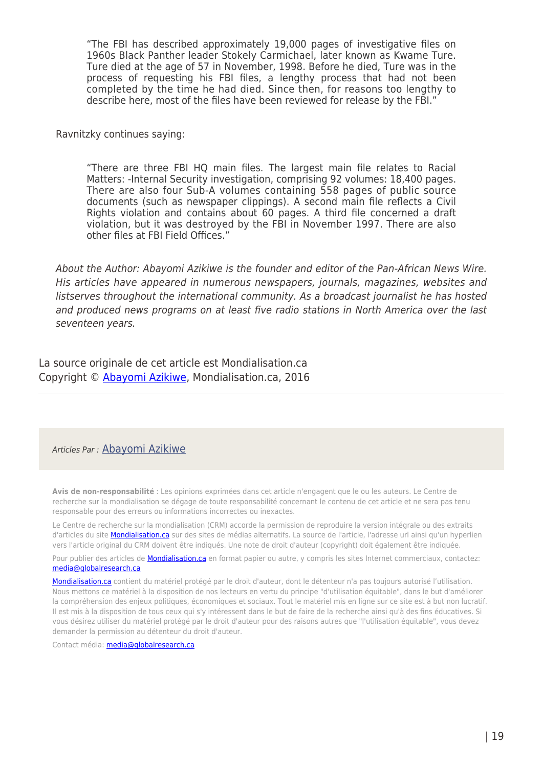> "The FBI has described approximately 19,000 pages of investigative files on 1960s Black Panther leader Stokely Carmichael, later known as Kwame Ture. Ture died at the age of 57 in November, 1998. Before he died, Ture was in the process of requesting his FBI files, a lengthy process that had not been completed by the time he had died. Since then, for reasons too lengthy to describe here, most of the files have been reviewed for release by the FBI."

Ravnitzky continues saying:

> "There are three FBI HQ main files. The largest main file relates to Racial Matters: -Internal Security investigation, comprising 92 volumes: 18,400 pages. There are also four Sub-A volumes containing 558 pages of public source documents (such as newspaper clippings). A second main file reflects a Civil Rights violation and contains about 60 pages. A third file concerned a draft violation, but it was destroyed by the FBI in November 1997. There are also other files at FBI Field Offices."

*About the Author: Abayomi Azikiwe is the founder and editor of the Pan-African News Wire. His articles have appeared in numerous newspapers, journals, magazines, websites and listserves throughout the international community. As a broadcast journalist he has hosted and produced news programs on at least five radio stations in North America over the last seventeen years.*

La source originale de cet article est Mondialisation.ca
Copyright © Abayomi Azikiwe, Mondialisation.ca, 2016

---

*Articles Par :* Abayomi Azikiwe

**Avis de non-responsabilité** : Les opinions exprimées dans cet article n'engagent que le ou les auteurs. Le Centre de recherche sur la mondialisation se dégage de toute responsabilité concernant le contenu de cet article et ne sera pas tenu responsable pour des erreurs ou informations incorrectes ou inexactes.

Le Centre de recherche sur la mondialisation (CRM) accorde la permission de reproduire la version intégrale ou des extraits d'articles du site Mondialisation.ca sur des sites de médias alternatifs. La source de l'article, l'adresse url ainsi qu'un hyperlien vers l'article original du CRM doivent être indiqués. Une note de droit d'auteur (copyright) doit également être indiquée.

Pour publier des articles de Mondialisation.ca en format papier ou autre, y compris les sites Internet commerciaux, contactez: media@globalresearch.ca

Mondialisation.ca contient du matériel protégé par le droit d'auteur, dont le détenteur n'a pas toujours autorisé l'utilisation. Nous mettons ce matériel à la disposition de nos lecteurs en vertu du principe "d'utilisation équitable", dans le but d'améliorer la compréhension des enjeux politiques, économiques et sociaux. Tout le matériel mis en ligne sur ce site est à but non lucratif. Il est mis à la disposition de tous ceux qui s'y intéressent dans le but de faire de la recherche ainsi qu'à des fins éducatives. Si vous désirez utiliser du matériel protégé par le droit d'auteur pour des raisons autres que "l'utilisation équitable", vous devez demander la permission au détenteur du droit d'auteur.

Contact média: media@globalresearch.ca